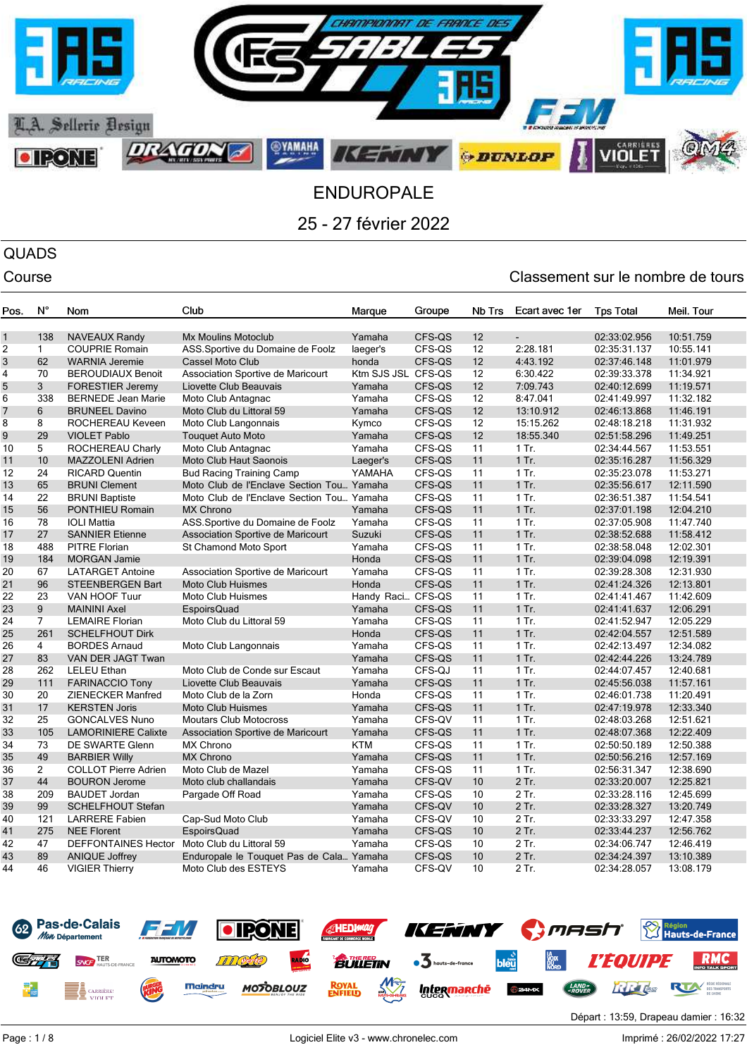# ENDUROPALE

## 25 - 27 février 2022

### QUADS

Course

Classement sur le nombre de tours

| Pos. | N° | Nom | Club | Marque | Groupe | Nb Trs | Ecart avec 1er | Tps Total | Meil. Tour |
|---|---|---|---|---|---|---|---|---|---|
| 1 | 138 | NAVEAUX Randy | Mx Moulins Motoclub | Yamaha | CFS-QS | 12 | - | 02:33:02.956 | 10:51.759 |
| 2 | 1 | COUPRIE Romain | ASS.Sportive du Domaine de Foolz | laeger's | CFS-QS | 12 | 2:28.181 | 02:35:31.137 | 10:55.141 |
| 3 | 62 | WARNIA Jeremie | Cassel Moto Club | honda | CFS-QS | 12 | 4:43.192 | 02:37:46.148 | 11:01.979 |
| 4 | 70 | BEROUDIAUX Benoit | Association Sportive de Maricourt | Ktm SJS JSL | CFS-QS | 12 | 6:30.422 | 02:39:33.378 | 11:34.921 |
| 5 | 3 | FORESTIER Jeremy | Liovette Club Beauvais | Yamaha | CFS-QS | 12 | 7:09.743 | 02:40:12.699 | 11:19.571 |
| 6 | 338 | BERNEDE Jean Marie | Moto Club Antagnac | Yamaha | CFS-QS | 12 | 8:47.041 | 02:41:49.997 | 11:32.182 |
| 7 | 6 | BRUNEEL Davino | Moto Club du Littoral 59 | Yamaha | CFS-QS | 12 | 13:10.912 | 02:46:13.868 | 11:46.191 |
| 8 | 8 | ROCHEREAU Keveen | Moto Club Langonnais | Kymco | CFS-QS | 12 | 15:15.262 | 02:48:18.218 | 11:31.932 |
| 9 | 29 | VIOLET Pablo | Touquet Auto Moto | Yamaha | CFS-QS | 12 | 18:55.340 | 02:51:58.296 | 11:49.251 |
| 10 | 5 | ROCHEREAU Charly | Moto Club Antagnac | Yamaha | CFS-QS | 11 | 1 Tr. | 02:34:44.567 | 11:53.551 |
| 11 | 10 | MAZZOLENI Adrien | Moto Club Haut Saonois | Laeger's | CFS-QS | 11 | 1 Tr. | 02:35:16.287 | 11:56.329 |
| 12 | 24 | RICARD Quentin | Bud Racing Training Camp | YAMAHA | CFS-QS | 11 | 1 Tr. | 02:35:23.078 | 11:53.271 |
| 13 | 65 | BRUNI Clement | Moto Club de l'Enclave Section Tou... | Yamaha | CFS-QS | 11 | 1 Tr. | 02:35:56.617 | 12:11.590 |
| 14 | 22 | BRUNI Baptiste | Moto Club de l'Enclave Section Tou... | Yamaha | CFS-QS | 11 | 1 Tr. | 02:36:51.387 | 11:54.541 |
| 15 | 56 | PONTHIEU Romain | MX Chrono | Yamaha | CFS-QS | 11 | 1 Tr. | 02:37:01.198 | 12:04.210 |
| 16 | 78 | IOLI Mattia | ASS.Sportive du Domaine de Foolz | Yamaha | CFS-QS | 11 | 1 Tr. | 02:37:05.908 | 11:47.740 |
| 17 | 27 | SANNIER Etienne | Association Sportive de Maricourt | Suzuki | CFS-QS | 11 | 1 Tr. | 02:38:52.688 | 11:58.412 |
| 18 | 488 | PITRE Florian | St Chamond Moto Sport | Yamaha | CFS-QS | 11 | 1 Tr. | 02:38:58.048 | 12:02.301 |
| 19 | 184 | MORGAN Jamie | | Honda | CFS-QS | 11 | 1 Tr. | 02:39:04.098 | 12:19.391 |
| 20 | 67 | LATARGET Antoine | Association Sportive de Maricourt | Yamaha | CFS-QS | 11 | 1 Tr. | 02:39:28.308 | 12:31.930 |
| 21 | 96 | STEENBERGEN Bart | Moto Club Huismes | Honda | CFS-QS | 11 | 1 Tr. | 02:41:24.326 | 12:13.801 |
| 22 | 23 | VAN HOOF Tuur | Moto Club Huismes | Handy Raci... | CFS-QS | 11 | 1 Tr. | 02:41:41.467 | 11:42.609 |
| 23 | 9 | MAININI Axel | EspoirsQuad | Yamaha | CFS-QS | 11 | 1 Tr. | 02:41:41.637 | 12:06.291 |
| 24 | 7 | LEMAIRE Florian | Moto Club du Littoral 59 | Yamaha | CFS-QS | 11 | 1 Tr. | 02:41:52.947 | 12:05.229 |
| 25 | 261 | SCHELFHOUT Dirk | | Honda | CFS-QS | 11 | 1 Tr. | 02:42:04.557 | 12:51.589 |
| 26 | 4 | BORDES Arnaud | Moto Club Langonnais | Yamaha | CFS-QS | 11 | 1 Tr. | 02:42:13.497 | 12:34.082 |
| 27 | 83 | VAN DER JAGT Twan | | Yamaha | CFS-QS | 11 | 1 Tr. | 02:42:44.226 | 13:24.789 |
| 28 | 262 | LELEU Ethan | Moto Club de Conde sur Escaut | Yamaha | CFS-QJ | 11 | 1 Tr. | 02:44:07.457 | 12:40.681 |
| 29 | 111 | FARINACCIO Tony | Liovette Club Beauvais | Yamaha | CFS-QS | 11 | 1 Tr. | 02:45:56.038 | 11:57.161 |
| 30 | 20 | ZIENECKER Manfred | Moto Club de la Zorn | Honda | CFS-QS | 11 | 1 Tr. | 02:46:01.738 | 11:20.491 |
| 31 | 17 | KERSTEN Joris | Moto Club Huismes | Yamaha | CFS-QS | 11 | 1 Tr. | 02:47:19.978 | 12:33.340 |
| 32 | 25 | GONCALVES Nuno | Moutars Club Motocross | Yamaha | CFS-QV | 11 | 1 Tr. | 02:48:03.268 | 12:51.621 |
| 33 | 105 | LAMORINIERE Calixte | Association Sportive de Maricourt | Yamaha | CFS-QS | 11 | 1 Tr. | 02:48:07.368 | 12:22.409 |
| 34 | 73 | DE SWARTE Glenn | MX Chrono | KTM | CFS-QS | 11 | 1 Tr. | 02:50:50.189 | 12:50.388 |
| 35 | 49 | BARBIER Willy | MX Chrono | Yamaha | CFS-QS | 11 | 1 Tr. | 02:50:56.216 | 12:57.169 |
| 36 | 2 | COLLOT Pierre Adrien | Moto Club de Mazel | Yamaha | CFS-QS | 11 | 1 Tr. | 02:56:31.347 | 12:38.690 |
| 37 | 44 | BOURON Jerome | Moto club challandais | Yamaha | CFS-QV | 10 | 2 Tr. | 02:33:20.007 | 12:25.821 |
| 38 | 209 | BAUDET Jordan | Pargade Off Road | Yamaha | CFS-QS | 10 | 2 Tr. | 02:33:28.116 | 12:45.699 |
| 39 | 99 | SCHELFHOUT Stefan | | Yamaha | CFS-QV | 10 | 2 Tr. | 02:33:28.327 | 13:20.749 |
| 40 | 121 | LARRERE Fabien | Cap-Sud Moto Club | Yamaha | CFS-QV | 10 | 2 Tr. | 02:33:33.297 | 12:47.358 |
| 41 | 275 | NEE Florent | EspoirsQuad | Yamaha | CFS-QS | 10 | 2 Tr. | 02:33:44.237 | 12:56.762 |
| 42 | 47 | DEFFONTAINES Hector | Moto Club du Littoral 59 | Yamaha | CFS-QS | 10 | 2 Tr. | 02:34:06.747 | 12:46.419 |
| 43 | 89 | ANIQUE Joffrey | Enduropale le Touquet Pas de Cala... | Yamaha | CFS-QS | 10 | 2 Tr. | 02:34:24.397 | 13:10.389 |
| 44 | 46 | VIGIER Thierry | Moto Club des ESTEYS | Yamaha | CFS-QV | 10 | 2 Tr. | 02:34:28.057 | 13:08.179 |

Départ : 13:59, Drapeau damier : 16:32

Logiciel Elite v3 - www.chronelec.com

Imprimé : 26/02/2022 17:27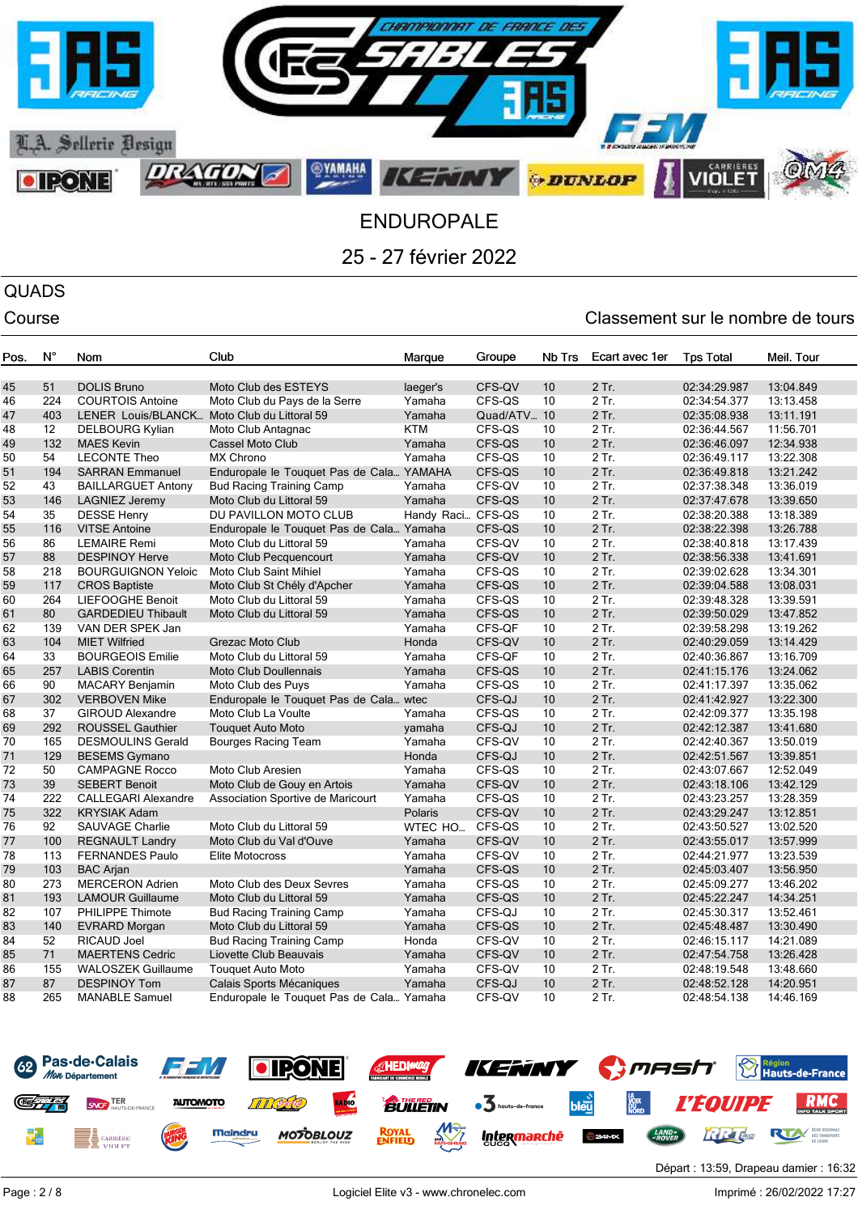# ENDUROPALE

## 25 - 27 février 2022

### QUADS

Course

Classement sur le nombre de tours

| Pos. | N° | Nom | Club | Marque | Groupe | Nb Trs | Ecart avec 1er | Tps Total | Meil. Tour |
|---|---|---|---|---|---|---|---|---|---|
| 45 | 51 | DOLIS Bruno | Moto Club des ESTEYS | laeger's | CFS-QV | 10 | 2 Tr. | 02:34:29.987 | 13:04.849 |
| 46 | 224 | COURTOIS Antoine | Moto Club du Pays de la Serre | Yamaha | CFS-QS | 10 | 2 Tr. | 02:34:54.377 | 13:13.458 |
| 47 | 403 | LENER Louis/BLANCK... | Moto Club du Littoral 59 | Yamaha | Quad/ATV... | 10 | 2 Tr. | 02:35:08.938 | 13:11.191 |
| 48 | 12 | DELBOURG Kylian | Moto Club Antagnac | KTM | CFS-QS | 10 | 2 Tr. | 02:36:44.567 | 11:56.701 |
| 49 | 132 | MAES Kevin | Cassel Moto Club | Yamaha | CFS-QS | 10 | 2 Tr. | 02:36:46.097 | 12:34.938 |
| 50 | 54 | LECONTE Theo | MX Chrono | Yamaha | CFS-QS | 10 | 2 Tr. | 02:36:49.117 | 13:22.308 |
| 51 | 194 | SARRAN Emmanuel | Enduropale le Touquet Pas de Cala... | YAMAHA | CFS-QS | 10 | 2 Tr. | 02:36:49.818 | 13:21.242 |
| 52 | 43 | BAILLARGUET Antony | Bud Racing Training Camp | Yamaha | CFS-QV | 10 | 2 Tr. | 02:37:38.348 | 13:36.019 |
| 53 | 146 | LAGNIEZ Jeremy | Moto Club du Littoral 59 | Yamaha | CFS-QS | 10 | 2 Tr. | 02:37:47.678 | 13:39.650 |
| 54 | 35 | DESSE Henry | DU PAVILLON MOTO CLUB | Handy Raci... | CFS-QS | 10 | 2 Tr. | 02:38:20.388 | 13:18.389 |
| 55 | 116 | VITSE Antoine | Enduropale le Touquet Pas de Cala... | Yamaha | CFS-QS | 10 | 2 Tr. | 02:38:22.398 | 13:26.788 |
| 56 | 86 | LEMAIRE Remi | Moto Club du Littoral 59 | Yamaha | CFS-QV | 10 | 2 Tr. | 02:38:40.818 | 13:17.439 |
| 57 | 88 | DESPINOY Herve | Moto Club Pecquencourt | Yamaha | CFS-QV | 10 | 2 Tr. | 02:38:56.338 | 13:41.691 |
| 58 | 218 | BOURGUIGNON Yeloic | Moto Club Saint Mihiel | Yamaha | CFS-QS | 10 | 2 Tr. | 02:39:02.628 | 13:34.301 |
| 59 | 117 | CROS Baptiste | Moto Club St Chély d'Apcher | Yamaha | CFS-QS | 10 | 2 Tr. | 02:39:04.588 | 13:08.031 |
| 60 | 264 | LIEFOOGHE Benoit | Moto Club du Littoral 59 | Yamaha | CFS-QS | 10 | 2 Tr. | 02:39:48.328 | 13:39.591 |
| 61 | 80 | GARDEDIEU Thibault | Moto Club du Littoral 59 | Yamaha | CFS-QS | 10 | 2 Tr. | 02:39:50.029 | 13:47.852 |
| 62 | 139 | VAN DER SPEK Jan | | Yamaha | CFS-QF | 10 | 2 Tr. | 02:39:58.298 | 13:19.262 |
| 63 | 104 | MIET Wilfried | Grezac Moto Club | Honda | CFS-QV | 10 | 2 Tr. | 02:40:29.059 | 13:14.429 |
| 64 | 33 | BOURGEOIS Emilie | Moto Club du Littoral 59 | Yamaha | CFS-QF | 10 | 2 Tr. | 02:40:36.867 | 13:16.709 |
| 65 | 257 | LABIS Corentin | Moto Club Doullennais | Yamaha | CFS-QS | 10 | 2 Tr. | 02:41:15.176 | 13:24.062 |
| 66 | 90 | MACARY Benjamin | Moto Club des Puys | Yamaha | CFS-QS | 10 | 2 Tr. | 02:41:17.397 | 13:35.062 |
| 67 | 302 | VERBOVEN Mike | Enduropale le Touquet Pas de Cala... | wtec | CFS-QJ | 10 | 2 Tr. | 02:41:42.927 | 13:22.300 |
| 68 | 37 | GIROUD Alexandre | Moto Club La Voulte | Yamaha | CFS-QS | 10 | 2 Tr. | 02:42:09.377 | 13:35.198 |
| 69 | 292 | ROUSSEL Gauthier | Touquet Auto Moto | yamaha | CFS-QJ | 10 | 2 Tr. | 02:42:12.387 | 13:41.680 |
| 70 | 165 | DESMOULINS Gerald | Bourges Racing Team | Yamaha | CFS-QV | 10 | 2 Tr. | 02:42:40.367 | 13:50.019 |
| 71 | 129 | BESEMS Gymano | | Honda | CFS-QJ | 10 | 2 Tr. | 02:42:51.567 | 13:39.851 |
| 72 | 50 | CAMPAGNE Rocco | Moto Club Aresien | Yamaha | CFS-QS | 10 | 2 Tr. | 02:43:07.667 | 12:52.049 |
| 73 | 39 | SEBERT Benoit | Moto Club de Gouy en Artois | Yamaha | CFS-QV | 10 | 2 Tr. | 02:43:18.106 | 13:42.129 |
| 74 | 222 | CALLEGARI Alexandre | Association Sportive de Maricourt | Yamaha | CFS-QS | 10 | 2 Tr. | 02:43:23.257 | 13:28.359 |
| 75 | 322 | KRYSIAK Adam | | Polaris | CFS-QV | 10 | 2 Tr. | 02:43:29.247 | 13:12.851 |
| 76 | 92 | SAUVAGE Charlie | Moto Club du Littoral 59 | WTEC HO... | CFS-QS | 10 | 2 Tr. | 02:43:50.527 | 13:02.520 |
| 77 | 100 | REGNAULT Landry | Moto Club du Val d'Ouve | Yamaha | CFS-QV | 10 | 2 Tr. | 02:43:55.017 | 13:57.999 |
| 78 | 113 | FERNANDES Paulo | Elite Motocross | Yamaha | CFS-QV | 10 | 2 Tr. | 02:44:21.977 | 13:23.539 |
| 79 | 103 | BAC Arjan | | Yamaha | CFS-QS | 10 | 2 Tr. | 02:45:03.407 | 13:56.950 |
| 80 | 273 | MERCERON Adrien | Moto Club des Deux Sevres | Yamaha | CFS-QS | 10 | 2 Tr. | 02:45:09.277 | 13:46.202 |
| 81 | 193 | LAMOUR Guillaume | Moto Club du Littoral 59 | Yamaha | CFS-QS | 10 | 2 Tr. | 02:45:22.247 | 14:34.251 |
| 82 | 107 | PHILIPPE Thimote | Bud Racing Training Camp | Yamaha | CFS-QJ | 10 | 2 Tr. | 02:45:30.317 | 13:52.461 |
| 83 | 140 | EVRARD Morgan | Moto Club du Littoral 59 | Yamaha | CFS-QS | 10 | 2 Tr. | 02:45:48.487 | 13:30.490 |
| 84 | 52 | RICAUD Joel | Bud Racing Training Camp | Honda | CFS-QV | 10 | 2 Tr. | 02:46:15.117 | 14:21.089 |
| 85 | 71 | MAERTENS Cedric | Liovette Club Beauvais | Yamaha | CFS-QV | 10 | 2 Tr. | 02:47:54.758 | 13:26.428 |
| 86 | 155 | WALOSZEK Guillaume | Touquet Auto Moto | Yamaha | CFS-QV | 10 | 2 Tr. | 02:48:19.548 | 13:48.660 |
| 87 | 87 | DESPINOY Tom | Calais Sports Mécaniques | Yamaha | CFS-QJ | 10 | 2 Tr. | 02:48:52.128 | 14:20.951 |
| 88 | 265 | MANABLE Samuel | Enduropale le Touquet Pas de Cala... | Yamaha | CFS-QV | 10 | 2 Tr. | 02:48:54.138 | 14:46.169 |

Départ : 13:59, Drapeau damier : 16:32

Logiciel Elite v3 - www.chronelec.com

Imprimé : 26/02/2022 17:27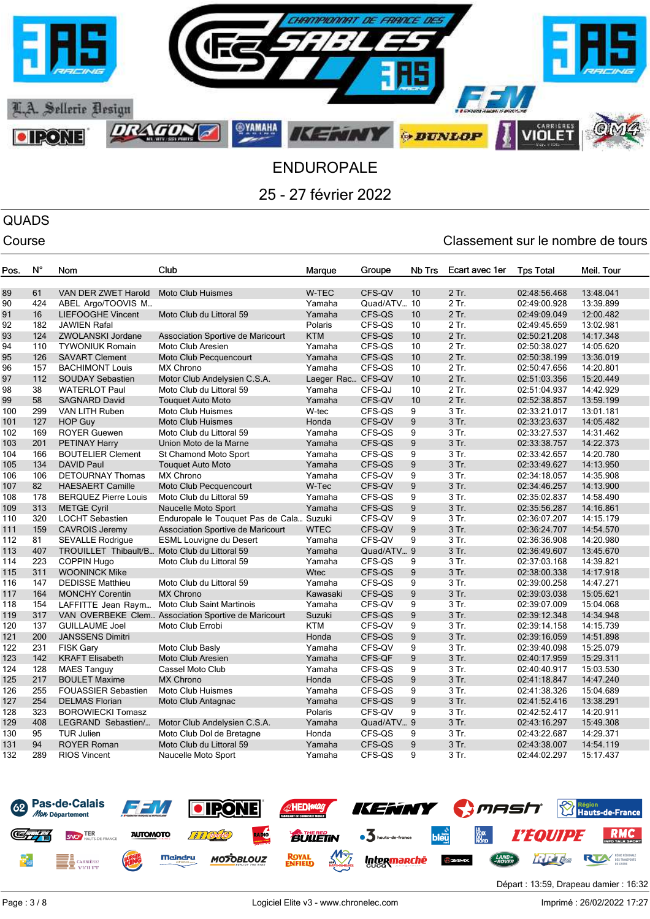# ENDUROPALE

## 25 - 27 février 2022

### QUADS

Course

Classement sur le nombre de tours

| Pos. | N° | Nom | Club | Marque | Groupe | Nb Trs | Ecart avec 1er | Tps Total | Meil. Tour |
|---|---|---|---|---|---|---|---|---|---|
| 89 | 61 | VAN DER ZWET Harold | Moto Club Huismes | W-TEC | CFS-QV | 10 | 2 Tr. | 02:48:56.468 | 13:48.041 |
| 90 | 424 | ABEL Argo/TOOVIS M... | | Yamaha | Quad/ATV... | 10 | 2 Tr. | 02:49:00.928 | 13:39.899 |
| 91 | 16 | LIEFOOGHE Vincent | Moto Club du Littoral 59 | Yamaha | CFS-QS | 10 | 2 Tr. | 02:49:09.049 | 12:00.482 |
| 92 | 182 | JAWIEN Rafal | | Polaris | CFS-QS | 10 | 2 Tr. | 02:49:45.659 | 13:02.981 |
| 93 | 124 | ZWOLANSKI Jordane | Association Sportive de Maricourt | KTM | CFS-QS | 10 | 2 Tr. | 02:50:21.208 | 14:17.348 |
| 94 | 110 | TYWONIUK Romain | Moto Club Aresien | Yamaha | CFS-QS | 10 | 2 Tr. | 02:50:38.027 | 14:05.620 |
| 95 | 126 | SAVART Clement | Moto Club Pecquencourt | Yamaha | CFS-QS | 10 | 2 Tr. | 02:50:38.199 | 13:36.019 |
| 96 | 157 | BACHIMONT Louis | MX Chrono | Yamaha | CFS-QS | 10 | 2 Tr. | 02:50:47.656 | 14:20.801 |
| 97 | 112 | SOUDAY Sebastien | Motor Club Andelysien C.S.A. | Laeger Rac... | CFS-QV | 10 | 2 Tr. | 02:51:03.356 | 15:20.449 |
| 98 | 38 | WATERLOT Paul | Moto Club du Littoral 59 | Yamaha | CFS-QJ | 10 | 2 Tr. | 02:51:04.937 | 14:42.929 |
| 99 | 58 | SAGNARD David | Touquet Auto Moto | Yamaha | CFS-QV | 10 | 2 Tr. | 02:52:38.857 | 13:59.199 |
| 100 | 299 | VAN LITH Ruben | Moto Club Huismes | W-tec | CFS-QS | 9 | 3 Tr. | 02:33:21.017 | 13:01.181 |
| 101 | 127 | HOP Guy | Moto Club Huismes | Honda | CFS-QV | 9 | 3 Tr. | 02:33:23.637 | 14:05.482 |
| 102 | 169 | ROYER Guewen | Moto Club du Littoral 59 | Yamaha | CFS-QS | 9 | 3 Tr. | 02:33:27.537 | 14:31.462 |
| 103 | 201 | PETINAY Harry | Union Moto de la Marne | Yamaha | CFS-QS | 9 | 3 Tr. | 02:33:38.757 | 14:22.373 |
| 104 | 166 | BOUTELIER Clement | St Chamond Moto Sport | Yamaha | CFS-QS | 9 | 3 Tr. | 02:33:42.657 | 14:20.780 |
| 105 | 134 | DAVID Paul | Touquet Auto Moto | Yamaha | CFS-QS | 9 | 3 Tr. | 02:33:49.627 | 14:13.950 |
| 106 | 106 | DETOURNAY Thomas | MX Chrono | Yamaha | CFS-QV | 9 | 3 Tr. | 02:34:18.057 | 14:35.908 |
| 107 | 82 | HAESAERT Camille | Moto Club Pecquencourt | W-Tec | CFS-QV | 9 | 3 Tr. | 02:34:46.257 | 14:13.900 |
| 108 | 178 | BERQUEZ Pierre Louis | Moto Club du Littoral 59 | Yamaha | CFS-QS | 9 | 3 Tr. | 02:35:02.837 | 14:58.490 |
| 109 | 313 | METGE Cyril | Naucelle Moto Sport | Yamaha | CFS-QS | 9 | 3 Tr. | 02:35:56.287 | 14:16.861 |
| 110 | 320 | LOCHT Sebastien | Enduropale le Touquet Pas de Cala... | Suzuki | CFS-QV | 9 | 3 Tr. | 02:36:07.207 | 14:15.179 |
| 111 | 159 | CAVROIS Jeremy | Association Sportive de Maricourt | WTEC | CFS-QV | 9 | 3 Tr. | 02:36:24.707 | 14:54.570 |
| 112 | 81 | SEVALLE Rodrigue | ESML Louvigne du Desert | Yamaha | CFS-QV | 9 | 3 Tr. | 02:36:36.908 | 14:20.980 |
| 113 | 407 | TROUILLET Thibault/B... | Moto Club du Littoral 59 | Yamaha | Quad/ATV... | 9 | 3 Tr. | 02:36:49.607 | 13:45.670 |
| 114 | 223 | COPPIN Hugo | Moto Club du Littoral 59 | Yamaha | CFS-QS | 9 | 3 Tr. | 02:37:03.168 | 14:39.821 |
| 115 | 311 | WOONINCK Mike | | Wtec | CFS-QS | 9 | 3 Tr. | 02:38:00.338 | 14:17.918 |
| 116 | 147 | DEDISSE Matthieu | Moto Club du Littoral 59 | Yamaha | CFS-QS | 9 | 3 Tr. | 02:39:00.258 | 14:47.271 |
| 117 | 164 | MONCHY Corentin | MX Chrono | Kawasaki | CFS-QS | 9 | 3 Tr. | 02:39:03.038 | 15:05.621 |
| 118 | 154 | LAFFITTE Jean Raym... | Moto Club Saint Martinois | Yamaha | CFS-QV | 9 | 3 Tr. | 02:39:07.009 | 15:04.068 |
| 119 | 317 | VAN OVERBEKE Clem... | Association Sportive de Maricourt | Suzuki | CFS-QS | 9 | 3 Tr. | 02:39:12.348 | 14:34.948 |
| 120 | 137 | GUILLAUME Joel | Moto Club Errobi | KTM | CFS-QV | 9 | 3 Tr. | 02:39:14.158 | 14:15.739 |
| 121 | 200 | JANSSENS Dimitri | | Honda | CFS-QS | 9 | 3 Tr. | 02:39:16.059 | 14:51.898 |
| 122 | 231 | FISK Gary | Moto Club Basly | Yamaha | CFS-QV | 9 | 3 Tr. | 02:39:40.098 | 15:25.079 |
| 123 | 142 | KRAFT Elisabeth | Moto Club Aresien | Yamaha | CFS-QF | 9 | 3 Tr. | 02:40:17.959 | 15:29.311 |
| 124 | 128 | MAES Tanguy | Cassel Moto Club | Yamaha | CFS-QS | 9 | 3 Tr. | 02:40:40.917 | 15:03.530 |
| 125 | 217 | BOULET Maxime | MX Chrono | Honda | CFS-QS | 9 | 3 Tr. | 02:41:18.847 | 14:47.240 |
| 126 | 255 | FOUASSIER Sebastien | Moto Club Huismes | Yamaha | CFS-QS | 9 | 3 Tr. | 02:41:38.326 | 15:04.689 |
| 127 | 254 | DELMAS Florian | Moto Club Antagnac | Yamaha | CFS-QS | 9 | 3 Tr. | 02:41:52.416 | 13:38.291 |
| 128 | 323 | BOROWIECKI Tomasz | | Polaris | CFS-QV | 9 | 3 Tr. | 02:42:52.417 | 14:20.911 |
| 129 | 408 | LEGRAND Sebastien/... | Motor Club Andelysien C.S.A. | Yamaha | Quad/ATV... | 9 | 3 Tr. | 02:43:16.297 | 15:49.308 |
| 130 | 95 | TUR Julien | Moto Club Dol de Bretagne | Honda | CFS-QS | 9 | 3 Tr. | 02:43:22.687 | 14:29.371 |
| 131 | 94 | ROYER Roman | Moto Club du Littoral 59 | Yamaha | CFS-QS | 9 | 3 Tr. | 02:43:38.007 | 14:54.119 |
| 132 | 289 | RIOS Vincent | Naucelle Moto Sport | Yamaha | CFS-QS | 9 | 3 Tr. | 02:44:02.297 | 15:17.437 |

Départ : 13:59, Drapeau damier : 16:32

Logiciel Elite v3 - www.chronelec.com

Imprimé : 26/02/2022 17:27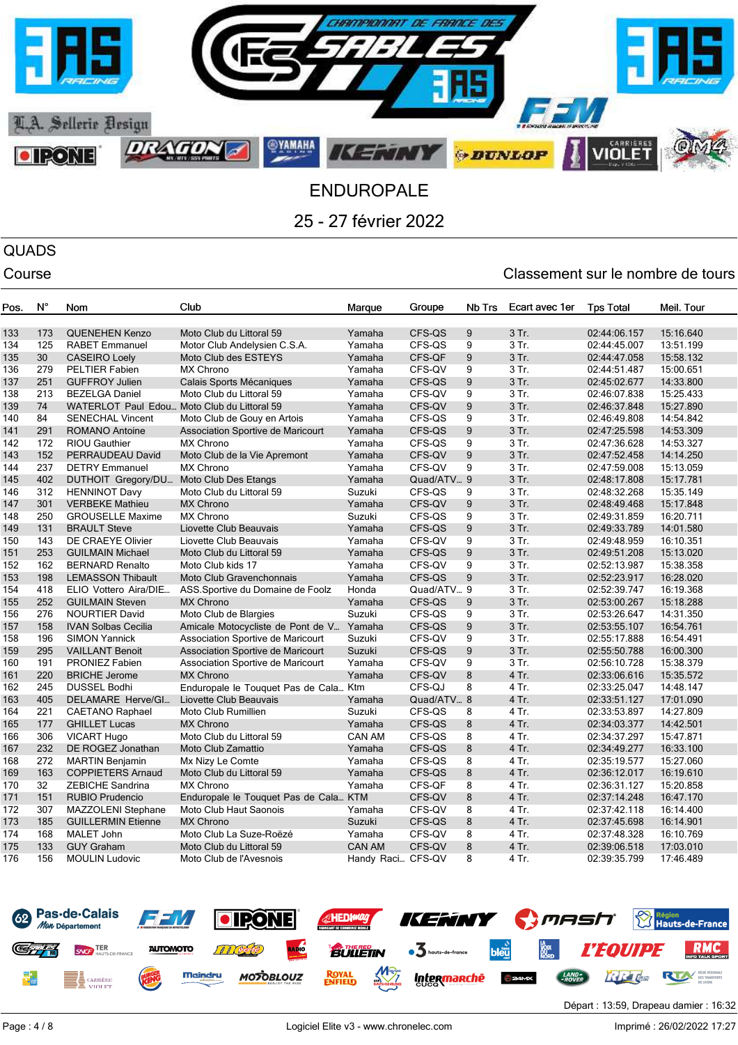# ENDUROPALE

## 25 - 27 février 2022

QUADS

Course

Classement sur le nombre de tours

| Pos. | N° | Nom | Club | Marque | Groupe | Nb Trs | Ecart avec 1er | Tps Total | Meil. Tour |
|---|---|---|---|---|---|---|---|---|---|
| 133 | 173 | QUENEHEN Kenzo | Moto Club du Littoral 59 | Yamaha | CFS-QS | 9 | 3 Tr. | 02:44:06.157 | 15:16.640 |
| 134 | 125 | RABET Emmanuel | Motor Club Andelysien C.S.A. | Yamaha | CFS-QS | 9 | 3 Tr. | 02:44:45.007 | 13:51.199 |
| 135 | 30 | CASEIRO Loely | Moto Club des ESTEYS | Yamaha | CFS-QF | 9 | 3 Tr. | 02:44:47.058 | 15:58.132 |
| 136 | 279 | PELTIER Fabien | MX Chrono | Yamaha | CFS-QV | 9 | 3 Tr. | 02:44:51.487 | 15:00.651 |
| 137 | 251 | GUFFROY Julien | Calais Sports Mécaniques | Yamaha | CFS-QS | 9 | 3 Tr. | 02:45:02.677 | 14:33.800 |
| 138 | 213 | BEZELGA Daniel | Moto Club du Littoral 59 | Yamaha | CFS-QV | 9 | 3 Tr. | 02:46:07.838 | 15:25.433 |
| 139 | 74 | WATERLOT Paul Edou... | Moto Club du Littoral 59 | Yamaha | CFS-QV | 9 | 3 Tr. | 02:46:37.848 | 15:27.890 |
| 140 | 84 | SENECHAL Vincent | Moto Club de Gouy en Artois | Yamaha | CFS-QS | 9 | 3 Tr. | 02:46:49.808 | 14:54.842 |
| 141 | 291 | ROMANO Antoine | Association Sportive de Maricourt | Yamaha | CFS-QS | 9 | 3 Tr. | 02:47:25.598 | 14:53.309 |
| 142 | 172 | RIOU Gauthier | MX Chrono | Yamaha | CFS-QS | 9 | 3 Tr. | 02:47:36.628 | 14:53.327 |
| 143 | 152 | PERRAUDEAU David | Moto Club de la Vie Apremont | Yamaha | CFS-QV | 9 | 3 Tr. | 02:47:52.458 | 14:14.250 |
| 144 | 237 | DETRY Emmanuel | MX Chrono | Yamaha | CFS-QV | 9 | 3 Tr. | 02:47:59.008 | 15:13.059 |
| 145 | 402 | DUTHOIT Gregory/DU... | Moto Club Des Etangs | Yamaha | Quad/ATV... | 9 | 3 Tr. | 02:48:17.808 | 15:17.781 |
| 146 | 312 | HENNINOT Davy | Moto Club du Littoral 59 | Suzuki | CFS-QS | 9 | 3 Tr. | 02:48:32.268 | 15:35.149 |
| 147 | 301 | VERBEKE Mathieu | MX Chrono | Yamaha | CFS-QV | 9 | 3 Tr. | 02:48:49.468 | 15:17.848 |
| 148 | 250 | GROUSELLE Maxime | MX Chrono | Suzuki | CFS-QS | 9 | 3 Tr. | 02:49:31.859 | 16:20.711 |
| 149 | 131 | BRAULT Steve | Liovette Club Beauvais | Yamaha | CFS-QS | 9 | 3 Tr. | 02:49:33.789 | 14:01.580 |
| 150 | 143 | DE CRAEYE Olivier | Liovette Club Beauvais | Yamaha | CFS-QV | 9 | 3 Tr. | 02:49:48.959 | 16:10.351 |
| 151 | 253 | GUILMAIN Michael | Moto Club du Littoral 59 | Yamaha | CFS-QS | 9 | 3 Tr. | 02:49:51.208 | 15:13.020 |
| 152 | 162 | BERNARD Renalto | Moto Club kids 17 | Yamaha | CFS-QV | 9 | 3 Tr. | 02:52:13.987 | 15:38.358 |
| 153 | 198 | LEMASSON Thibault | Moto Club Gravenchonnais | Yamaha | CFS-QS | 9 | 3 Tr. | 02:52:23.917 | 16:28.020 |
| 154 | 418 | ELIO Vottero Aira/DIE... | ASS.Sportive du Domaine de Foolz | Honda | Quad/ATV... | 9 | 3 Tr. | 02:52:39.747 | 16:19.368 |
| 155 | 252 | GUILMAIN Steven | MX Chrono | Yamaha | CFS-QS | 9 | 3 Tr. | 02:53:00.267 | 15:18.288 |
| 156 | 276 | NOURTIER David | Moto Club de Blargies | Suzuki | CFS-QS | 9 | 3 Tr. | 02:53:26.647 | 14:31.350 |
| 157 | 158 | IVAN Solbas Cecilia | Amicale Motocycliste de Pont de V... | Yamaha | CFS-QS | 9 | 3 Tr. | 02:53:55.107 | 16:54.761 |
| 158 | 196 | SIMON Yannick | Association Sportive de Maricourt | Suzuki | CFS-QV | 9 | 3 Tr. | 02:55:17.888 | 16:54.491 |
| 159 | 295 | VAILLANT Benoit | Association Sportive de Maricourt | Suzuki | CFS-QS | 9 | 3 Tr. | 02:55:50.788 | 16:00.300 |
| 160 | 191 | PRONIEZ Fabien | Association Sportive de Maricourt | Yamaha | CFS-QV | 9 | 3 Tr. | 02:56:10.728 | 15:38.379 |
| 161 | 220 | BRICHE Jerome | MX Chrono | Yamaha | CFS-QV | 8 | 4 Tr. | 02:33:06.616 | 15:35.572 |
| 162 | 245 | DUSSEL Bodhi | Enduropale le Touquet Pas de Cala... | Ktm | CFS-QJ | 8 | 4 Tr. | 02:33:25.047 | 14:48.147 |
| 163 | 405 | DELAMARE Herve/Gl... | Liovette Club Beauvais | Yamaha | Quad/ATV... | 8 | 4 Tr. | 02:33:51.127 | 17:01.090 |
| 164 | 221 | CAETANO Raphael | Moto Club Rumillien | Suzuki | CFS-QS | 8 | 4 Tr. | 02:33:53.897 | 14:27.809 |
| 165 | 177 | GHILLET Lucas | MX Chrono | Yamaha | CFS-QS | 8 | 4 Tr. | 02:34:03.377 | 14:42.501 |
| 166 | 306 | VICART Hugo | Moto Club du Littoral 59 | CAN AM | CFS-QS | 8 | 4 Tr. | 02:34:37.297 | 15:47.871 |
| 167 | 232 | DE ROGEZ Jonathan | Moto Club Zamattio | Yamaha | CFS-QS | 8 | 4 Tr. | 02:34:49.277 | 16:33.100 |
| 168 | 272 | MARTIN Benjamin | Mx Nizy Le Comte | Yamaha | CFS-QS | 8 | 4 Tr. | 02:35:19.577 | 15:27.060 |
| 169 | 163 | COPPIETERS Arnaud | Moto Club du Littoral 59 | Yamaha | CFS-QS | 8 | 4 Tr. | 02:36:12.017 | 16:19.610 |
| 170 | 32 | ZEBICHE Sandrina | MX Chrono | Yamaha | CFS-QF | 8 | 4 Tr. | 02:36:31.127 | 15:20.858 |
| 171 | 151 | RUBIO Prudencio | Enduropale le Touquet Pas de Cala... | KTM | CFS-QV | 8 | 4 Tr. | 02:37:14.248 | 16:47.170 |
| 172 | 307 | MAZZOLENI Stephane | Moto Club Haut Saonois | Yamaha | CFS-QV | 8 | 4 Tr. | 02:37:42.118 | 16:14.400 |
| 173 | 185 | GUILLERMIN Etienne | MX Chrono | Suzuki | CFS-QS | 8 | 4 Tr. | 02:37:45.698 | 16:14.901 |
| 174 | 168 | MALET John | Moto Club La Suze-Roëzé | Yamaha | CFS-QV | 8 | 4 Tr. | 02:37:48.328 | 16:10.769 |
| 175 | 133 | GUY Graham | Moto Club du Littoral 59 | CAN AM | CFS-QV | 8 | 4 Tr. | 02:39:06.518 | 17:03.010 |
| 176 | 156 | MOULIN Ludovic | Moto Club de l'Avesnois | Handy Raci... | CFS-QV | 8 | 4 Tr. | 02:39:35.799 | 17:46.489 |

Départ : 13:59, Drapeau damier : 16:32

Logiciel Elite v3 - www.chronelec.com

Imprimé : 26/02/2022 17:27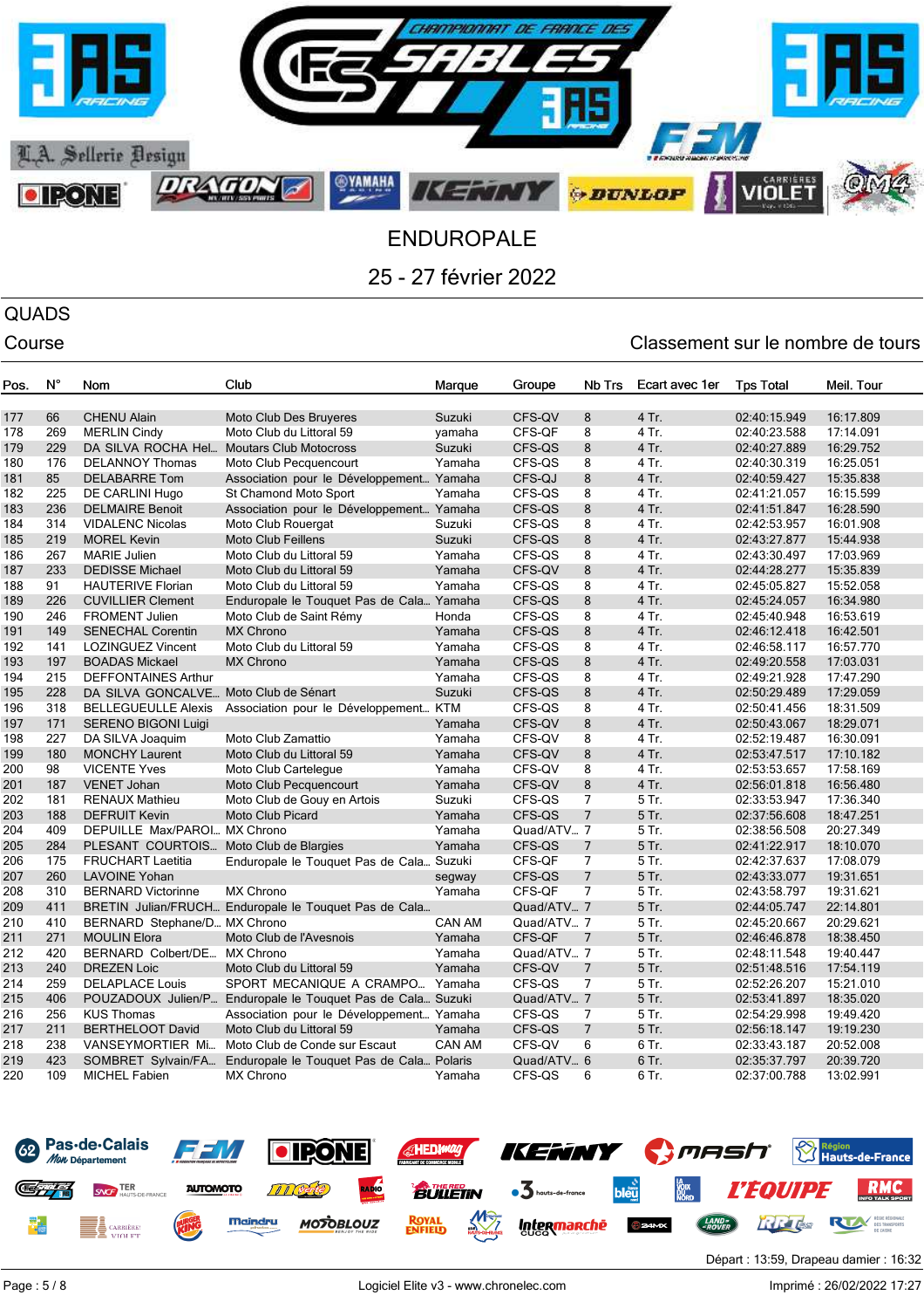# ENDUROPALE

## 25 - 27 février 2022

### QUADS

Course

Classement sur le nombre de tours

| Pos. | N° | Nom | Club | Marque | Groupe | Nb Trs | Ecart avec 1er | Tps Total | Meil. Tour |
|---|---|---|---|---|---|---|---|---|---|
| 177 | 66 | CHENU Alain | Moto Club Des Bruyeres | Suzuki | CFS-QV | 8 | 4 Tr. | 02:40:15.949 | 16:17.809 |
| 178 | 269 | MERLIN Cindy | Moto Club du Littoral 59 | yamaha | CFS-QF | 8 | 4 Tr. | 02:40:23.588 | 17:14.091 |
| 179 | 229 | DA SILVA ROCHA Hel... | Moutars Club Motocross | Suzuki | CFS-QS | 8 | 4 Tr. | 02:40:27.889 | 16:29.752 |
| 180 | 176 | DELANNOY Thomas | Moto Club Pecquencourt | Yamaha | CFS-QS | 8 | 4 Tr. | 02:40:30.319 | 16:25.051 |
| 181 | 85 | DELABARRE Tom | Association pour le Développement... | Yamaha | CFS-QJ | 8 | 4 Tr. | 02:40:59.427 | 15:35.838 |
| 182 | 225 | DE CARLINI Hugo | St Chamond Moto Sport | Yamaha | CFS-QS | 8 | 4 Tr. | 02:41:21.057 | 16:15.599 |
| 183 | 236 | DELMAIRE Benoit | Association pour le Développement... | Yamaha | CFS-QS | 8 | 4 Tr. | 02:41:51.847 | 16:28.590 |
| 184 | 314 | VIDALENC Nicolas | Moto Club Rouergat | Suzuki | CFS-QS | 8 | 4 Tr. | 02:42:53.957 | 16:01.908 |
| 185 | 219 | MOREL Kevin | Moto Club Feillens | Suzuki | CFS-QS | 8 | 4 Tr. | 02:43:27.877 | 15:44.938 |
| 186 | 267 | MARIE Julien | Moto Club du Littoral 59 | Yamaha | CFS-QS | 8 | 4 Tr. | 02:43:30.497 | 17:03.969 |
| 187 | 233 | DEDISSE Michael | Moto Club du Littoral 59 | Yamaha | CFS-QV | 8 | 4 Tr. | 02:44:28.277 | 15:35.839 |
| 188 | 91 | HAUTERIVE Florian | Moto Club du Littoral 59 | Yamaha | CFS-QS | 8 | 4 Tr. | 02:45:05.827 | 15:52.058 |
| 189 | 226 | CUVILLIER Clement | Enduropale le Touquet Pas de Cala... | Yamaha | CFS-QS | 8 | 4 Tr. | 02:45:24.057 | 16:34.980 |
| 190 | 246 | FROMENT Julien | Moto Club de Saint Rémy | Honda | CFS-QS | 8 | 4 Tr. | 02:45:40.948 | 16:53.619 |
| 191 | 149 | SENECHAL Corentin | MX Chrono | Yamaha | CFS-QS | 8 | 4 Tr. | 02:46:12.418 | 16:42.501 |
| 192 | 141 | LOZINGUEZ Vincent | Moto Club du Littoral 59 | Yamaha | CFS-QS | 8 | 4 Tr. | 02:46:58.117 | 16:57.770 |
| 193 | 197 | BOADAS Mickael | MX Chrono | Yamaha | CFS-QS | 8 | 4 Tr. | 02:49:20.558 | 17:03.031 |
| 194 | 215 | DEFFONTAINES Arthur | | Yamaha | CFS-QS | 8 | 4 Tr. | 02:49:21.928 | 17:47.290 |
| 195 | 228 | DA SILVA GONCALVE... | Moto Club de Sénart | Suzuki | CFS-QS | 8 | 4 Tr. | 02:50:29.489 | 17:29.059 |
| 196 | 318 | BELLEGUEULLE Alexis | Association pour le Développement... | KTM | CFS-QS | 8 | 4 Tr. | 02:50:41.456 | 18:31.509 |
| 197 | 171 | SERENO BIGONI Luigi | | Yamaha | CFS-QV | 8 | 4 Tr. | 02:50:43.067 | 18:29.071 |
| 198 | 227 | DA SILVA Joaquim | Moto Club Zamattio | Yamaha | CFS-QV | 8 | 4 Tr. | 02:52:19.487 | 16:30.091 |
| 199 | 180 | MONCHY Laurent | Moto Club du Littoral 59 | Yamaha | CFS-QV | 8 | 4 Tr. | 02:53:47.517 | 17:10.182 |
| 200 | 98 | VICENTE Yves | Moto Club Cartelegue | Yamaha | CFS-QV | 8 | 4 Tr. | 02:53:53.657 | 17:58.169 |
| 201 | 187 | VENET Johan | Moto Club Pecquencourt | Yamaha | CFS-QV | 8 | 4 Tr. | 02:56:01.818 | 16:56.480 |
| 202 | 181 | RENAUX Mathieu | Moto Club de Gouy en Artois | Suzuki | CFS-QS | 7 | 5 Tr. | 02:33:53.947 | 17:36.340 |
| 203 | 188 | DEFRUIT Kevin | Moto Club Picard | Yamaha | CFS-QS | 7 | 5 Tr. | 02:37:56.608 | 18:47.251 |
| 204 | 409 | DEPUILLE Max/PAROI... | MX Chrono | Yamaha | Quad/ATV... | 7 | 5 Tr. | 02:38:56.508 | 20:27.349 |
| 205 | 284 | PLESANT COURTOIS... | Moto Club de Blargies | Yamaha | CFS-QS | 7 | 5 Tr. | 02:41:22.917 | 18:10.070 |
| 206 | 175 | FRUCHART Laetitia | Enduropale le Touquet Pas de Cala... | Suzuki | CFS-QF | 7 | 5 Tr. | 02:42:37.637 | 17:08.079 |
| 207 | 260 | LAVOINE Yohan | | segway | CFS-QS | 7 | 5 Tr. | 02:43:33.077 | 19:31.651 |
| 208 | 310 | BERNARD Victorinne | MX Chrono | Yamaha | CFS-QF | 7 | 5 Tr. | 02:43:58.797 | 19:31.621 |
| 209 | 411 | BRETIN Julian/FRUCH... | Enduropale le Touquet Pas de Cala... | | Quad/ATV... | 7 | 5 Tr. | 02:44:05.747 | 22:14.801 |
| 210 | 410 | BERNARD Stephane/D... | MX Chrono | CAN AM | Quad/ATV... | 7 | 5 Tr. | 02:45:20.667 | 20:29.621 |
| 211 | 271 | MOULIN Elora | Moto Club de l'Avesnois | Yamaha | CFS-QF | 7 | 5 Tr. | 02:46:46.878 | 18:38.450 |
| 212 | 420 | BERNARD Colbert/DE... | MX Chrono | Yamaha | Quad/ATV... | 7 | 5 Tr. | 02:48:11.548 | 19:40.447 |
| 213 | 240 | DREZEN Loic | Moto Club du Littoral 59 | Yamaha | CFS-QV | 7 | 5 Tr. | 02:51:48.516 | 17:54.119 |
| 214 | 259 | DELAPLACE Louis | SPORT MECANIQUE A CRAMPO... | Yamaha | CFS-QS | 7 | 5 Tr. | 02:52:26.207 | 15:21.010 |
| 215 | 406 | POUZADOUX Julien/P... | Enduropale le Touquet Pas de Cala... | Suzuki | Quad/ATV... | 7 | 5 Tr. | 02:53:41.897 | 18:35.020 |
| 216 | 256 | KUS Thomas | Association pour le Développement... | Yamaha | CFS-QS | 7 | 5 Tr. | 02:54:29.998 | 19:49.420 |
| 217 | 211 | BERTHELOOT David | Moto Club du Littoral 59 | Yamaha | CFS-QS | 7 | 5 Tr. | 02:56:18.147 | 19:19.230 |
| 218 | 238 | VANSEYMORTIER Mi... | Moto Club de Conde sur Escaut | CAN AM | CFS-QV | 6 | 6 Tr. | 02:33:43.187 | 20:52.008 |
| 219 | 423 | SOMBRET Sylvain/FA... | Enduropale le Touquet Pas de Cala... | Polaris | Quad/ATV... | 6 | 6 Tr. | 02:35:37.797 | 20:39.720 |
| 220 | 109 | MICHEL Fabien | MX Chrono | Yamaha | CFS-QS | 6 | 6 Tr. | 02:37:00.788 | 13:02.991 |

Départ : 13:59, Drapeau damier : 16:32

Logiciel Elite v3 - www.chronelec.com

Imprimé : 26/02/2022 17:27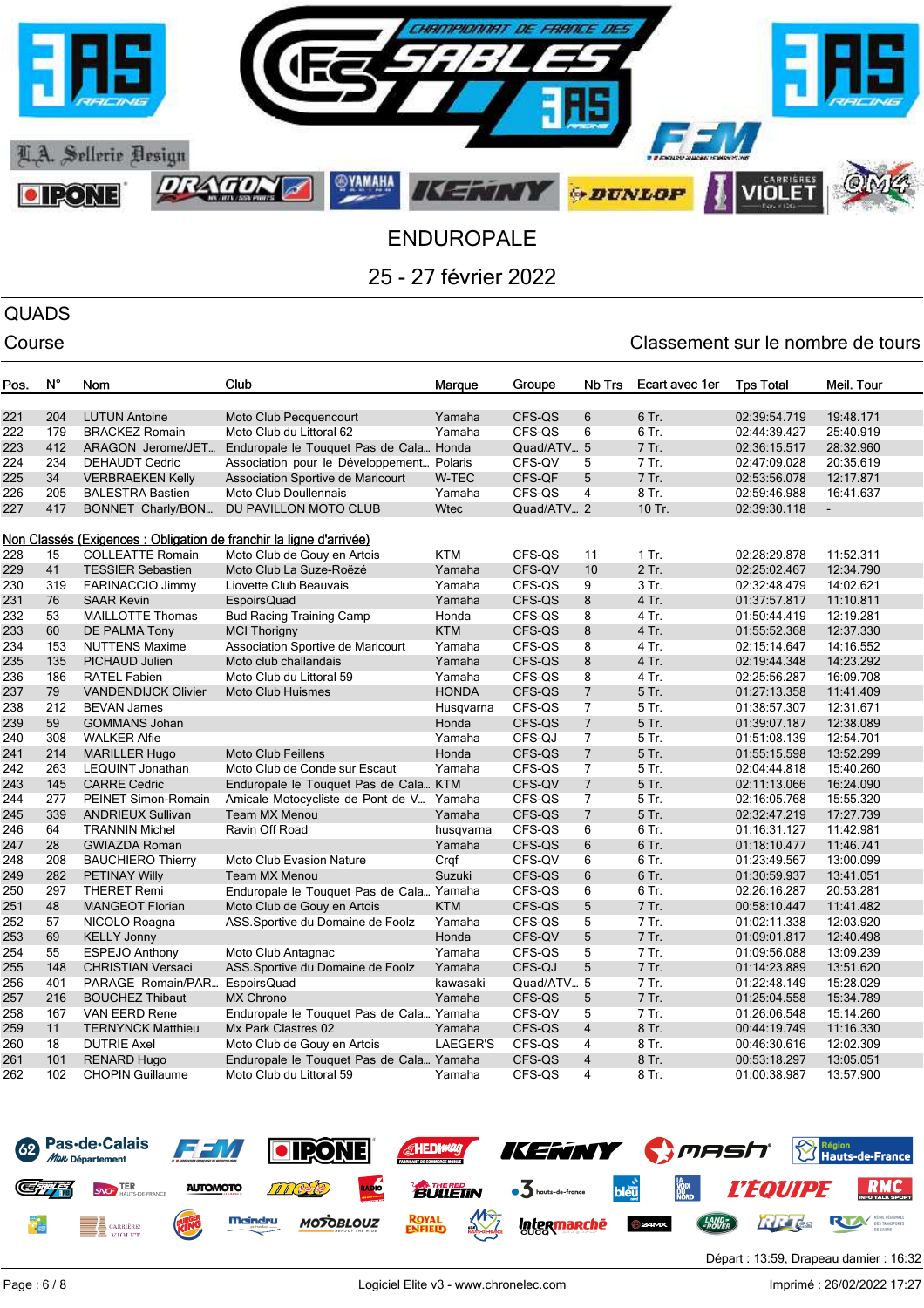# ENDUROPALE

## 25 - 27 février 2022

## QUADS

Course

Classement sur le nombre de tours

| Pos. | N° | Nom | Club | Marque | Groupe | Nb Trs | Ecart avec 1er | Tps Total | Meil. Tour |
|---|---|---|---|---|---|---|---|---|---|
| 221 | 204 | LUTUN Antoine | Moto Club Pecquencourt | Yamaha | CFS-QS | 6 | 6 Tr. | 02:39:54.719 | 19:48.171 |
| 222 | 179 | BRACKEZ Romain | Moto Club du Littoral 62 | Yamaha | CFS-QS | 6 | 6 Tr. | 02:44:39.427 | 25:40.919 |
| 223 | 412 | ARAGON Jerome/JET... | Enduropale le Touquet Pas de Cala... | Honda | Quad/ATV... | 5 | 7 Tr. | 02:36:15.517 | 28:32.960 |
| 224 | 234 | DEHAUDT Cedric | Association pour le Développement... | Polaris | CFS-QV | 5 | 7 Tr. | 02:47:09.028 | 20:35.619 |
| 225 | 34 | VERBRAEKEN Kelly | Association Sportive de Maricourt | W-TEC | CFS-QF | 5 | 7 Tr. | 02:53:56.078 | 12:17.871 |
| 226 | 205 | BALESTRA Bastien | Moto Club Doullennais | Yamaha | CFS-QS | 4 | 8 Tr. | 02:59:46.988 | 16:41.637 |
| 227 | 417 | BONNET Charly/BON... | DU PAVILLON MOTO CLUB | Wtec | Quad/ATV... | 2 | 10 Tr. | 02:39:30.118 | - |

Non Classés (Exigences : Obligation de franchir la ligne d'arrivée)

| Pos. | N° | Nom | Club | Marque | Groupe | Nb Trs | Ecart avec 1er | Tps Total | Meil. Tour |
|---|---|---|---|---|---|---|---|---|---|
| 228 | 15 | COLLEATTE Romain | Moto Club de Gouy en Artois | KTM | CFS-QS | 11 | 1 Tr. | 02:28:29.878 | 11:52.311 |
| 229 | 41 | TESSIER Sebastien | Moto Club La Suze-Roëzé | Yamaha | CFS-QV | 10 | 2 Tr. | 02:25:02.467 | 12:34.790 |
| 230 | 319 | FARINACCIO Jimmy | Liovette Club Beauvais | Yamaha | CFS-QS | 9 | 3 Tr. | 02:32:48.479 | 14:02.621 |
| 231 | 76 | SAAR Kevin | EspoirsQuad | Yamaha | CFS-QS | 8 | 4 Tr. | 01:37:57.817 | 11:10.811 |
| 232 | 53 | MAILLOTTE Thomas | Bud Racing Training Camp | Honda | CFS-QS | 8 | 4 Tr. | 01:50:44.419 | 12:19.281 |
| 233 | 60 | DE PALMA Tony | MCI Thorigny | KTM | CFS-QS | 8 | 4 Tr. | 01:55:52.368 | 12:37.330 |
| 234 | 153 | NUTTENS Maxime | Association Sportive de Maricourt | Yamaha | CFS-QS | 8 | 4 Tr. | 02:15:14.647 | 14:16.552 |
| 235 | 135 | PICHAUD Julien | Moto club challandais | Yamaha | CFS-QS | 8 | 4 Tr. | 02:19:44.348 | 14:23.292 |
| 236 | 186 | RATEL Fabien | Moto Club du Littoral 59 | Yamaha | CFS-QS | 8 | 4 Tr. | 02:25:56.287 | 16:09.708 |
| 237 | 79 | VANDENDIJCK Olivier | Moto Club Huismes | HONDA | CFS-QS | 7 | 5 Tr. | 01:27:13.358 | 11:41.409 |
| 238 | 212 | BEVAN James | | Husqvarna | CFS-QS | 7 | 5 Tr. | 01:38:57.307 | 12:31.671 |
| 239 | 59 | GOMMANS Johan | | Honda | CFS-QS | 7 | 5 Tr. | 01:39:07.187 | 12:38.089 |
| 240 | 308 | WALKER Alfie | | Yamaha | CFS-QJ | 7 | 5 Tr. | 01:51:08.139 | 12:54.701 |
| 241 | 214 | MARILLER Hugo | Moto Club Feillens | Honda | CFS-QS | 7 | 5 Tr. | 01:55:15.598 | 13:52.299 |
| 242 | 263 | LEQUINT Jonathan | Moto Club de Conde sur Escaut | Yamaha | CFS-QS | 7 | 5 Tr. | 02:04:44.818 | 15:40.260 |
| 243 | 145 | CARRE Cedric | Enduropale le Touquet Pas de Cala... | KTM | CFS-QV | 7 | 5 Tr. | 02:11:13.066 | 16:24.090 |
| 244 | 277 | PEINET Simon-Romain | Amicale Motocycliste de Pont de V... | Yamaha | CFS-QS | 7 | 5 Tr. | 02:16:05.768 | 15:55.320 |
| 245 | 339 | ANDRIEUX Sullivan | Team MX Menou | Yamaha | CFS-QS | 7 | 5 Tr. | 02:32:47.219 | 17:27.739 |
| 246 | 64 | TRANNIN Michel | Ravin Off Road | husqvarna | CFS-QS | 6 | 6 Tr. | 01:16:31.127 | 11:42.981 |
| 247 | 28 | GWIAZDA Roman | | Yamaha | CFS-QS | 6 | 6 Tr. | 01:18:10.477 | 11:46.741 |
| 248 | 208 | BAUCHIERO Thierry | Moto Club Evasion Nature | Crqf | CFS-QV | 6 | 6 Tr. | 01:23:49.567 | 13:00.099 |
| 249 | 282 | PETINAY Willy | Team MX Menou | Suzuki | CFS-QS | 6 | 6 Tr. | 01:30:59.937 | 13:41.051 |
| 250 | 297 | THERET Remi | Enduropale le Touquet Pas de Cala... | Yamaha | CFS-QS | 6 | 6 Tr. | 02:26:16.287 | 20:53.281 |
| 251 | 48 | MANGEOT Florian | Moto Club de Gouy en Artois | KTM | CFS-QS | 5 | 7 Tr. | 00:58:10.447 | 11:41.482 |
| 252 | 57 | NICOLO Roagna | ASS.Sportive du Domaine de Foolz | Yamaha | CFS-QS | 5 | 7 Tr. | 01:02:11.338 | 12:03.920 |
| 253 | 69 | KELLY Jonny | | Honda | CFS-QV | 5 | 7 Tr. | 01:09:01.817 | 12:40.498 |
| 254 | 55 | ESPEJO Anthony | Moto Club Antagnac | Yamaha | CFS-QS | 5 | 7 Tr. | 01:09:56.088 | 13:09.239 |
| 255 | 148 | CHRISTIAN Versaci | ASS.Sportive du Domaine de Foolz | Yamaha | CFS-QJ | 5 | 7 Tr. | 01:14:23.889 | 13:51.620 |
| 256 | 401 | PARAGE Romain/PAR... | EspoirsQuad | kawasaki | Quad/ATV... | 5 | 7 Tr. | 01:22:48.149 | 15:28.029 |
| 257 | 216 | BOUCHEZ Thibaut | MX Chrono | Yamaha | CFS-QS | 5 | 7 Tr. | 01:25:04.558 | 15:34.789 |
| 258 | 167 | VAN EERD Rene | Enduropale le Touquet Pas de Cala... | Yamaha | CFS-QV | 5 | 7 Tr. | 01:26:06.548 | 15:14.260 |
| 259 | 11 | TERNYNCK Matthieu | Mx Park Clastres 02 | Yamaha | CFS-QS | 4 | 8 Tr. | 00:44:19.749 | 11:16.330 |
| 260 | 18 | DUTRIE Axel | Moto Club de Gouy en Artois | LAEGER'S | CFS-QS | 4 | 8 Tr. | 00:46:30.616 | 12:02.309 |
| 261 | 101 | RENARD Hugo | Enduropale le Touquet Pas de Cala... | Yamaha | CFS-QS | 4 | 8 Tr. | 00:53:18.297 | 13:05.051 |
| 262 | 102 | CHOPIN Guillaume | Moto Club du Littoral 59 | Yamaha | CFS-QS | 4 | 8 Tr. | 01:00:38.987 | 13:57.900 |

Départ : 13:59, Drapeau damier : 16:32

Logiciel Elite v3 - www.chronelec.com

Imprimé : 26/02/2022 17:27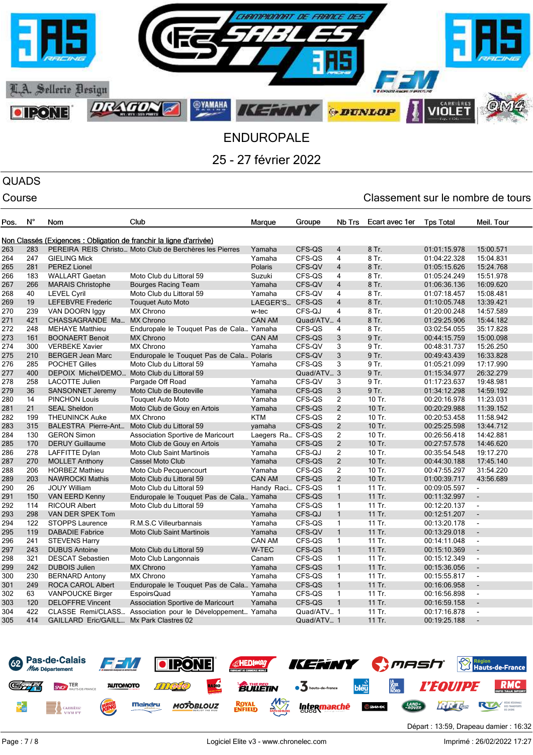ENDUROPALE

25 - 27 février 2022

## QUADS

Course

Classement sur le nombre de tours

Non Classés (Exigences : Obligation de franchir la ligne d'arrivée)

| Pos. | N° | Nom | Club | Marque | Groupe | Nb Trs | Ecart avec 1er | Tps Total | Meil. Tour |
|---|---|---|---|---|---|---|---|---|---|
| 263 | 283 | PEREIRA REIS Christo... | Moto Club de Berchères les Pierres | Yamaha | CFS-QS | 4 | 8 Tr. | 01:01:15.978 | 15:00.571 |
| 264 | 247 | GIELING Mick | | Yamaha | CFS-QS | 4 | 8 Tr. | 01:04:22.328 | 15:04.831 |
| 265 | 281 | PEREZ Lionel | | Polaris | CFS-QV | 4 | 8 Tr. | 01:05:15.626 | 15:24.768 |
| 266 | 183 | WALLART Gaetan | Moto Club du Littoral 59 | Suzuki | CFS-QS | 4 | 8 Tr. | 01:05:24.249 | 15:51.978 |
| 267 | 266 | MARAIS Christophe | Bourges Racing Team | Yamaha | CFS-QV | 4 | 8 Tr. | 01:06:36.136 | 16:09.620 |
| 268 | 40 | LEVEL Cyril | Moto Club du Littoral 59 | Yamaha | CFS-QV | 4 | 8 Tr. | 01:07:18.457 | 15:08.481 |
| 269 | 19 | LEFEBVRE Frederic | Touquet Auto Moto | LAEGER'S... | CFS-QS | 4 | 8 Tr. | 01:10:05.748 | 13:39.421 |
| 270 | 239 | VAN DOORN Iggy | MX Chrono | w-tec | CFS-QJ | 4 | 8 Tr. | 01:20:00.248 | 14:57.589 |
| 271 | 421 | CHASSAGRANDE Ma... | MX Chrono | CAN AM | Quad/ATV... | 4 | 8 Tr. | 01:29:25.906 | 15:44.182 |
| 272 | 248 | MEHAYE Matthieu | Enduropale le Touquet Pas de Cala... | Yamaha | CFS-QS | 4 | 8 Tr. | 03:02:54.055 | 35:17.828 |
| 273 | 161 | BOONAERT Benoit | MX Chrono | CAN AM | CFS-QS | 3 | 9 Tr. | 00:44:15.759 | 15:00.098 |
| 274 | 300 | VERBEKE Xavier | MX Chrono | Yamaha | CFS-QV | 3 | 9 Tr. | 00:48:31.737 | 15:26.250 |
| 275 | 210 | BERGER Jean Marc | Enduropale le Touquet Pas de Cala... | Polaris | CFS-QV | 3 | 9 Tr. | 00:49:43.439 | 16:33.828 |
| 276 | 285 | POCHET Gilles | Moto Club du Littoral 59 | Yamaha | CFS-QS | 3 | 9 Tr. | 01:05:21.099 | 17:17.990 |
| 277 | 400 | DEPOIX Michel/DEMO... | Moto Club du Littoral 59 | | Quad/ATV... | 3 | 9 Tr. | 01:15:34.977 | 26:32.279 |
| 278 | 258 | LACOTTE Julien | Pargade Off Road | Yamaha | CFS-QV | 3 | 9 Tr. | 01:17:23.637 | 19:48.981 |
| 279 | 36 | SANSONNET Jeremy | Moto Club de Bouteville | Yamaha | CFS-QS | 3 | 9 Tr. | 01:34:12.298 | 14:59.192 |
| 280 | 14 | PINCHON Louis | Touquet Auto Moto | Yamaha | CFS-QS | 2 | 10 Tr. | 00:20:16.978 | 11:23.031 |
| 281 | 21 | SEAL Sheldon | Moto Club de Gouy en Artois | Yamaha | CFS-QS | 2 | 10 Tr. | 00:20:29.988 | 11:39.152 |
| 282 | 199 | THEUNINCK Auke | MX Chrono | KTM | CFS-QS | 2 | 10 Tr. | 00:20:53.458 | 11:58.942 |
| 283 | 315 | BALESTRA Pierre-Ant... | Moto Club du Littoral 59 | yamaha | CFS-QS | 2 | 10 Tr. | 00:25:25.598 | 13:44.712 |
| 284 | 130 | GERON Simon | Association Sportive de Maricourt | Laegers Ra... | CFS-QS | 2 | 10 Tr. | 00:26:56.418 | 14:42.881 |
| 285 | 170 | DERUY Guillaume | Moto Club de Gouy en Artois | Yamaha | CFS-QS | 2 | 10 Tr. | 00:27:57.578 | 14:46.620 |
| 286 | 278 | LAFFITTE Dylan | Moto Club Saint Martinois | Yamaha | CFS-QJ | 2 | 10 Tr. | 00:35:54.548 | 19:17.270 |
| 287 | 270 | MOLLET Anthony | Cassel Moto Club | Yamaha | CFS-QS | 2 | 10 Tr. | 00:44:30.188 | 17:45.140 |
| 288 | 206 | HORBEZ Mathieu | Moto Club Pecquencourt | Yamaha | CFS-QS | 2 | 10 Tr. | 00:47:55.297 | 31:54.220 |
| 289 | 203 | NAWROCKI Mathis | Moto Club du Littoral 59 | CAN AM | CFS-QS | 2 | 10 Tr. | 01:00:39.717 | 43:56.689 |
| 290 | 26 | JOUY William | Moto Club du Littoral 59 | Handy Raci... | CFS-QS | 1 | 11 Tr. | 00:09:05.597 | - |
| 291 | 150 | VAN EERD Kenny | Enduropale le Touquet Pas de Cala... | Yamaha | CFS-QS | 1 | 11 Tr. | 00:11:32.997 | - |
| 292 | 114 | RICOUR Albert | Moto Club du Littoral 59 | Yamaha | CFS-QS | 1 | 11 Tr. | 00:12:20.137 | - |
| 293 | 298 | VAN DER SPEK Tom | | Yamaha | CFS-QJ | 1 | 11 Tr. | 00:12:51.207 | - |
| 294 | 122 | STOPPS Laurence | R.M.S.C Villeurbannais | Yamaha | CFS-QS | 1 | 11 Tr. | 00:13:20.178 | - |
| 295 | 119 | DABADIE Fabrice | Moto Club Saint Martinois | Yamaha | CFS-QV | 1 | 11 Tr. | 00:13:29.018 | - |
| 296 | 241 | STEVENS Harry | | CAN AM | CFS-QS | 1 | 11 Tr. | 00:14:11.048 | - |
| 297 | 243 | DUBUS Antoine | Moto Club du Littoral 59 | W-TEC | CFS-QS | 1 | 11 Tr. | 00:15:10.369 | - |
| 298 | 321 | DESCAT Sebastien | Moto Club Langonnais | Canam | CFS-QS | 1 | 11 Tr. | 00:15:12.349 | - |
| 299 | 242 | DUBOIS Julien | MX Chrono | Yamaha | CFS-QS | 1 | 11 Tr. | 00:15:36.056 | - |
| 300 | 230 | BERNARD Antony | MX Chrono | Yamaha | CFS-QS | 1 | 11 Tr. | 00:15:55.817 | - |
| 301 | 249 | ROCA CAROL Albert | Enduropale le Touquet Pas de Cala... | Yamaha | CFS-QS | 1 | 11 Tr. | 00:16:06.958 | - |
| 302 | 63 | VANPOUCKE Birger | EspoirsQuad | Yamaha | CFS-QS | 1 | 11 Tr. | 00:16:56.898 | - |
| 303 | 120 | DELOFFRE Vincent | Association Sportive de Maricourt | Yamaha | CFS-QS | 1 | 11 Tr. | 00:16:59.158 | - |
| 304 | 422 | CLASSE Remi/CLASS... | Association pour le Développement... | Yamaha | Quad/ATV... | 1 | 11 Tr. | 00:17:16.878 | - |
| 305 | 414 | GAILLARD Eric/GAILL... | Mx Park Clastres 02 | | Quad/ATV... | 1 | 11 Tr. | 00:19:25.188 | - |

Départ : 13:59, Drapeau damier : 16:32

Logiciel Elite v3 - www.chronelec.com

Imprimé : 26/02/2022 17:27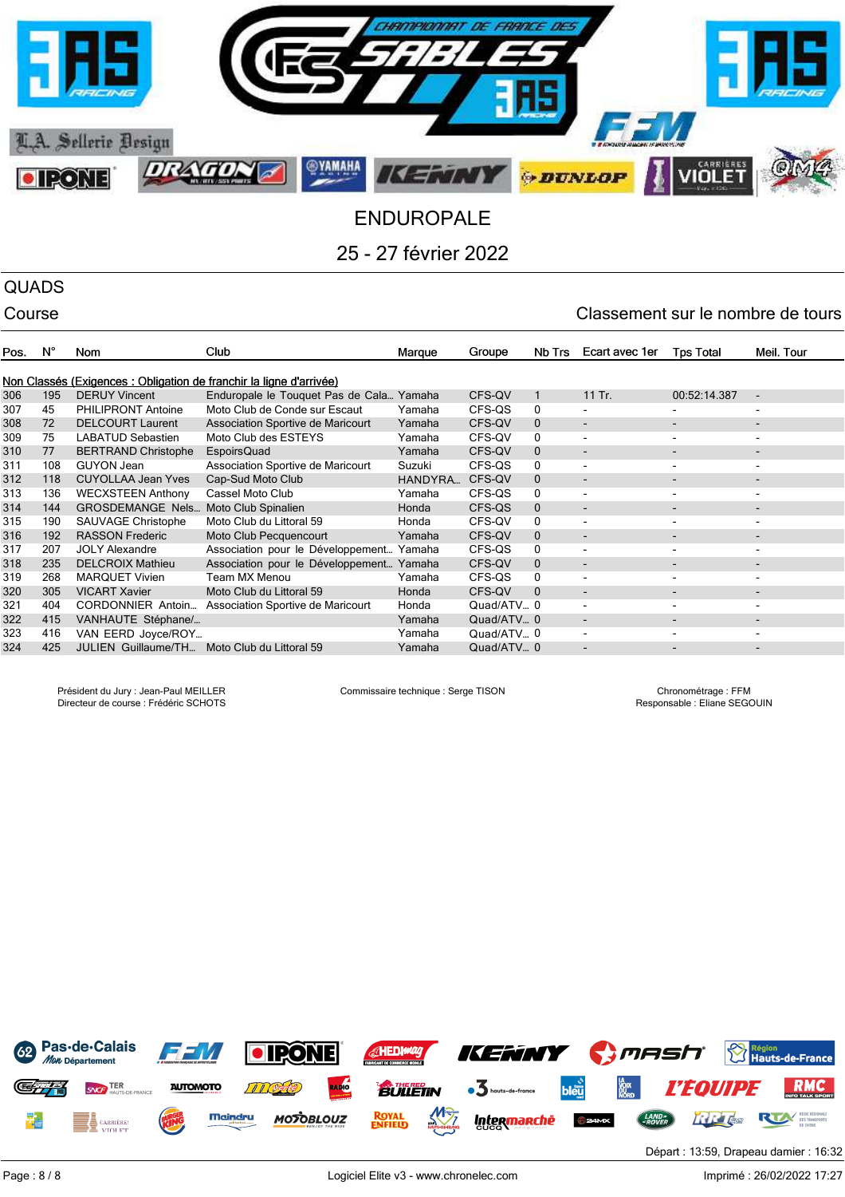# ENDUROPALE

## 25 - 27 février 2022

QUADS

Course

Classement sur le nombre de tours

| Pos. | N° | Nom | Club | Marque | Groupe | Nb Trs | Ecart avec 1er | Tps Total | Meil. Tour |
|---|---|---|---|---|---|---|---|---|---|
| **Non Classés (Exigences : Obligation de franchir la ligne d'arrivée)** | | | | | | | | | |
| 306 | 195 | DERUY Vincent | Enduropale le Touquet Pas de Cala... | Yamaha | CFS-QV | 1 | 11 Tr. | 00:52:14.387 | - |
| 307 | 45 | PHILIPRONT Antoine | Moto Club de Conde sur Escaut | Yamaha | CFS-QS | 0 | - | - | - |
| 308 | 72 | DELCOURT Laurent | Association Sportive de Maricourt | Yamaha | CFS-QV | 0 | - | - | - |
| 309 | 75 | LABATUD Sebastien | Moto Club des ESTEYS | Yamaha | CFS-QV | 0 | - | - | - |
| 310 | 77 | BERTRAND Christophe | EspoirsQuad | Yamaha | CFS-QV | 0 | - | - | - |
| 311 | 108 | GUYON Jean | Association Sportive de Maricourt | Suzuki | CFS-QS | 0 | - | - | - |
| 312 | 118 | CUYOLLAA Jean Yves | Cap-Sud Moto Club | HANDYRA... | CFS-QV | 0 | - | - | - |
| 313 | 136 | WECXSTEEN Anthony | Cassel Moto Club | Yamaha | CFS-QS | 0 | - | - | - |
| 314 | 144 | GROSDEMANGE Nels... | Moto Club Spinalien | Honda | CFS-QS | 0 | - | - | - |
| 315 | 190 | SAUVAGE Christophe | Moto Club du Littoral 59 | Honda | CFS-QV | 0 | - | - | - |
| 316 | 192 | RASSON Frederic | Moto Club Pecquencourt | Yamaha | CFS-QV | 0 | - | - | - |
| 317 | 207 | JOLY Alexandre | Association pour le Développement... | Yamaha | CFS-QS | 0 | - | - | - |
| 318 | 235 | DELCROIX Mathieu | Association pour le Développement... | Yamaha | CFS-QV | 0 | - | - | - |
| 319 | 268 | MARQUET Vivien | Team MX Menou | Yamaha | CFS-QS | 0 | - | - | - |
| 320 | 305 | VICART Xavier | Moto Club du Littoral 59 | Honda | CFS-QV | 0 | - | - | - |
| 321 | 404 | CORDONNIER Antoin... | Association Sportive de Maricourt | Honda | Quad/ATV... | 0 | - | - | - |
| 322 | 415 | VANHAUTE Stéphane/... | | Yamaha | Quad/ATV... | 0 | - | - | - |
| 323 | 416 | VAN EERD Joyce/ROY... | | Yamaha | Quad/ATV... | 0 | - | - | - |
| 324 | 425 | JULIEN Guillaume/TH... | Moto Club du Littoral 59 | Yamaha | Quad/ATV... | 0 | - | - | - |

Président du Jury : Jean-Paul MEILLER
Directeur de course : Frédéric SCHOTS

Commissaire technique : Serge TISON

Chronométrage : FFM
Responsable : Eliane SEGOUIN

Départ : 13:59, Drapeau damier : 16:32

Logiciel Elite v3 - www.chronelec.com

Imprimé : 26/02/2022 17:27